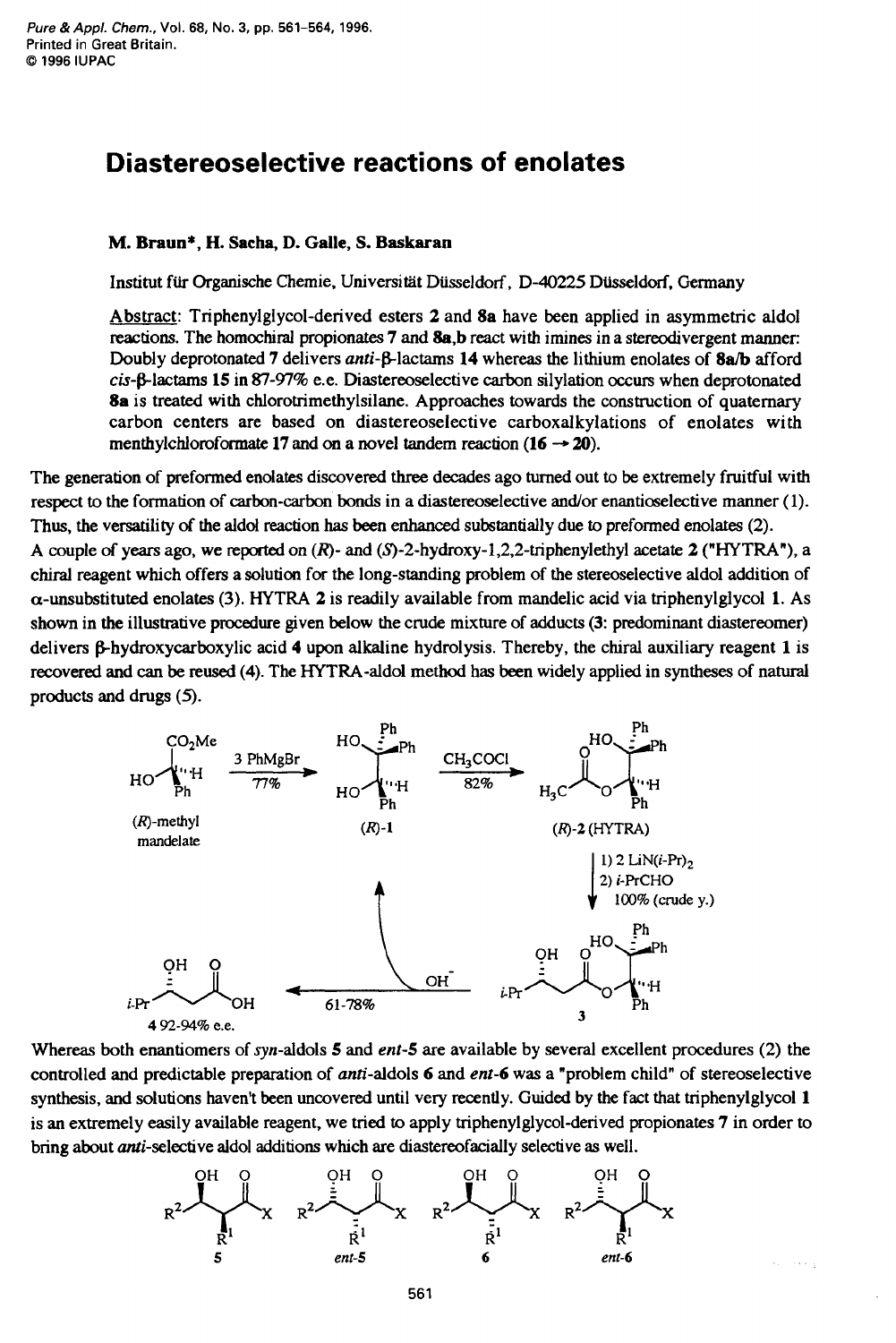# Diastereoselective reactions of enolates

**M. Braun\*, H. Sacha, D. Galle, S. Baskaran**

Institut für Organische Chemie, Universität Düsseldorf, D-40225 Düsseldorf, Germany

Abstract: Triphenylglycol-derived esters **2** and **8a** have been applied in asymmetric aldol reactions. The homochiral propionates **7** and **8a,b** react with imines in a stereodivergent manner: Doubly deprotonated **7** delivers *anti*-β-lactams **14** whereas the lithium enolates of **8a/b** afford *cis*-β-lactams **15** in 87-97% e.e. Diastereoselective carbon silylation occurs when deprotonated **8a** is treated with chlorotrimethylsilane. Approaches towards the construction of quaternary carbon centers are based on diastereoselective carboxalkylations of enolates with menthylchloroformate **17** and on a novel tandem reaction (**16** → **20**).

The generation of preformed enolates discovered three decades ago turned out to be extremely fruitful with respect to the formation of carbon-carbon bonds in a diastereoselective and/or enantioselective manner (1). Thus, the versatility of the aldol reaction has been enhanced substantially due to preformed enolates (2).

A couple of years ago, we reported on (*R*)- and (*S*)-2-hydroxy-1,2,2-triphenylethyl acetate **2** ("HYTRA"), a chiral reagent which offers a solution for the long-standing problem of the stereoselective aldol addition of α-unsubstituted enolates (3). HYTRA **2** is readily available from mandelic acid via triphenylglycol **1**. As shown in the illustrative procedure given below the crude mixture of adducts (**3**: predominant diastereomer) delivers β-hydroxycarboxylic acid **4** upon alkaline hydrolysis. Thereby, the chiral auxiliary reagent **1** is recovered and can be reused (4). The HYTRA-aldol method has been widely applied in syntheses of natural products and drugs (5).

(*R*)-methyl mandelate → (3 PhMgBr, 77%) → (*R*)-**1** → ($CH_3COCl$, 82%) → (*R*)-**2** (HYTRA) → (1) 2 $LiN(i\text{-}Pr)_2$; 2) *i*-PrCHO; 100% (crude y.)) → **3** → ($OH^-$, 61-78%) → **4** 92-94% e.e. + (*R*)-**1**

Whereas both enantiomers of *syn*-aldols **5** and *ent*-**5** are available by several excellent procedures (2) the controlled and predictable preparation of *anti*-aldols **6** and *ent*-**6** was a "problem child" of stereoselective synthesis, and solutions haven't been uncovered until very recently. Guided by the fact that triphenylglycol **1** is an extremely easily available reagent, we tried to apply triphenylglycol-derived propionates **7** in order to bring about *anti*-selective aldol additions which are diastereofacially selective as well.

**5** &nbsp;&nbsp;&nbsp; *ent*-**5** &nbsp;&nbsp;&nbsp; **6** &nbsp;&nbsp;&nbsp; *ent*-**6**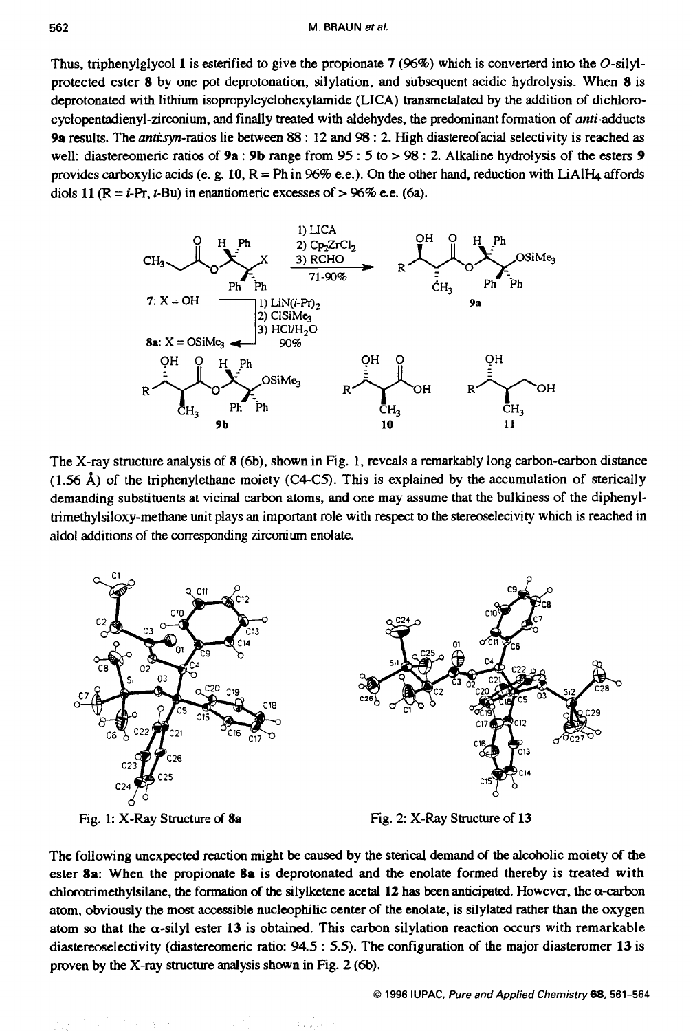Thus, triphenylglycol **1** is esterified to give the propionate **7** (96%) which is converterd into the *O*-silyl-protected ester **8** by one pot deprotonation, silylation, and subsequent acidic hydrolysis. When **8** is deprotonated with lithium isopropylcyclohexylamide (LICA) transmetalated by the addition of dichloro-cyclopentadienyl-zirconium, and finally treated with aldehydes, the predominant formation of *anti*-adducts **9a** results. The *anti*:*syn*-ratios lie between 88 : 12 and 98 : 2. High diastereofacial selectivity is reached as well: diastereomeric ratios of **9a** : **9b** range from 95 : 5 to > 98 : 2. Alkaline hydrolysis of the esters **9** provides carboxylic acids (e. g. **10**, R = Ph in 96% e.e.). On the other hand, reduction with $LiAlH_4$ affords diols **11** (R = *i*-Pr, *t*-Bu) in enantiomeric excesses of > 96% e.e. (6a).

7: X = OH; 1) $LiN(i\text{-}Pr)_2$ 2) $ClSiMe_3$ 3) $HCl/H_2O$, 90% → 8a: X = $OSiMe_3$

8a: 1) LICA 2) $Cp_2ZrCl_2$ 3) RCHO, 71-90% → 9a

9b, 10, 11

The X-ray structure analysis of **8** (6b), shown in Fig. 1, reveals a remarkably long carbon-carbon distance (1.56 Å) of the triphenylethane moiety (C4-C5). This is explained by the accumulation of sterically demanding substituents at vicinal carbon atoms, and one may assume that the bulkiness of the diphenyl-trimethylsiloxy-methane unit plays an important role with respect to the stereoselecivity which is reached in aldol additions of the corresponding zirconium enolate.

Fig. 1: X-Ray Structure of **8a**

Fig. 2: X-Ray Structure of **13**

The following unexpected reaction might be caused by the sterical demand of the alcoholic moiety of the ester **8a**: When the propionate **8a** is deprotonated and the enolate formed thereby is treated with chlorotrimethylsilane, the formation of the silylketene acetal **12** has been anticipated. However, the α-carbon atom, obviously the most accessible nucleophilic center of the enolate, is silylated rather than the oxygen atom so that the α-silyl ester **13** is obtained. This carbon silylation reaction occurs with remarkable diastereoselectivity (diastereomeric ratio: 94.5 : 5.5). The configuration of the major diasteromer **13** is proven by the X-ray structure analysis shown in Fig. 2 (6b).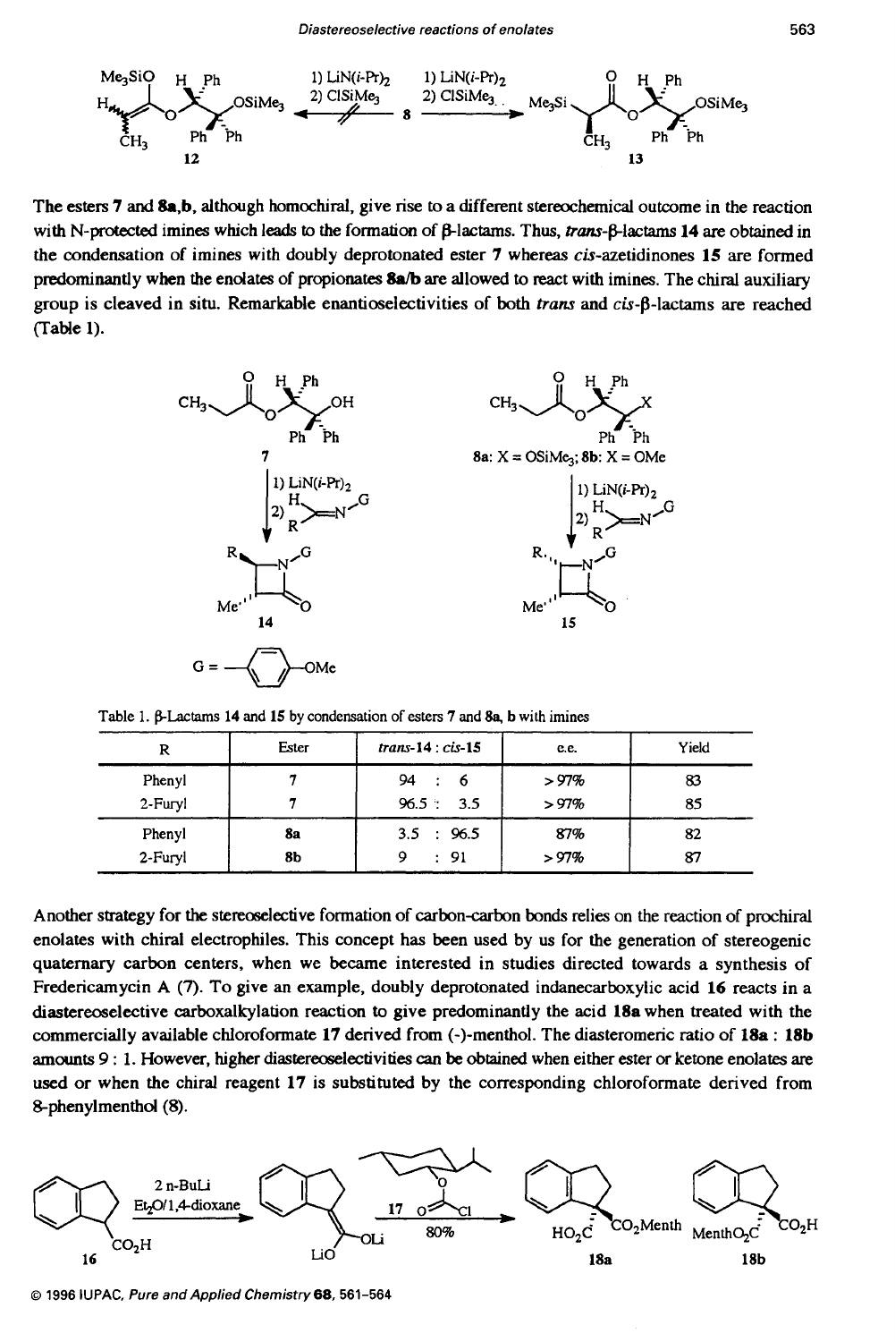The esters **7** and **8a,b**, although homochiral, give rise to a different stereochemical outcome in the reaction with N-protected imines which leads to the formation of β-lactams. Thus, *trans*-β-lactams **14** are obtained in the condensation of imines with doubly deprotonated ester **7** whereas *cis*-azetidinones **15** are formed predominantly when the enolates of propionates **8a/b** are allowed to react with imines. The chiral auxiliary group is cleaved in situ. Remarkable enantioselectivities of both *trans* and *cis*-β-lactams are reached (Table 1).

Table 1. β-Lactams **14** and **15** by condensation of esters **7** and **8a, b** with imines

| R | Ester | *trans*-**14** : *cis*-**15** | e.e. | Yield |
|---|---|---|---|---|
| Phenyl | 7 | 94 : 6 | > 97% | 83 |
| 2-Furyl | 7 | 96.5 : 3.5 | > 97% | 85 |
| Phenyl | **8a** | 3.5 : 96.5 | 87% | 82 |
| 2-Furyl | **8b** | 9 : 91 | > 97% | 87 |

Another strategy for the stereoselective formation of carbon-carbon bonds relies on the reaction of prochiral enolates with chiral electrophiles. This concept has been used by us for the generation of stereogenic quaternary carbon centers, when we became interested in studies directed towards a synthesis of Fredericamycin A (7). To give an example, doubly deprotonated indanecarboxylic acid **16** reacts in a diastereoselective carboxalkylation reaction to give predominantly the acid **18a** when treated with the commercially available chloroformate **17** derived from (-)-menthol. The diasteromeric ratio of **18a** : **18b** amounts 9 : 1. However, higher diastereoselectivities can be obtained when either ester or ketone enolates are used or when the chiral reagent **17** is substituted by the corresponding chloroformate derived from 8-phenylmenthol (8).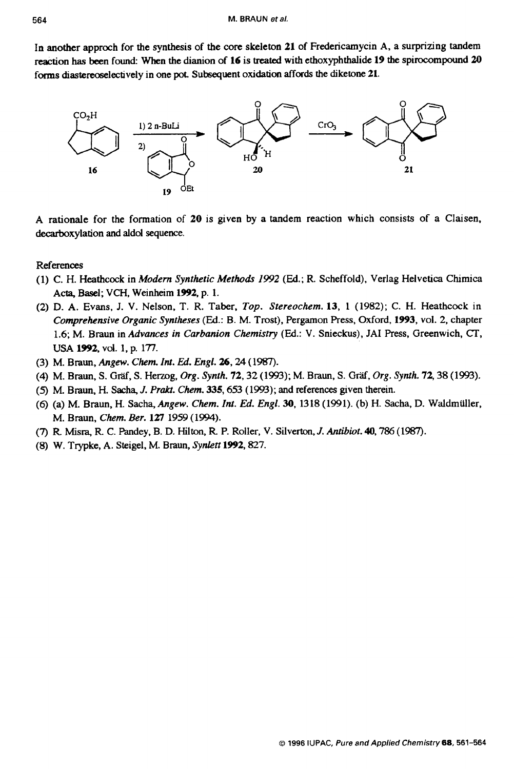In another approch for the synthesis of the core skeleton **21** of Fredericamycin A, a surprizing tandem reaction has been found: When the dianion of **16** is treated with ethoxyphthalide **19** the spirocompound **20** forms diastereoselectively in one pot. Subsequent oxidation affords the diketone **21**.

$CO_2H$

16

1) 2 n-BuLi

2)

19 OEt

20

HO H

$CrO_3$

21

A rationale for the formation of **20** is given by a tandem reaction which consists of a Claisen, decarboxylation and aldol sequence.

References

(1) C. H. Heathcock in *Modern Synthetic Methods 1992* (Ed.; R. Scheffold), Verlag Helvetica Chimica Acta, Basel; VCH, Weinheim **1992**, p. 1.

(2) D. A. Evans, J. V. Nelson, T. R. Taber, *Top. Stereochem.* **13**, 1 (1982); C. H. Heathcock in *Comprehensive Organic Syntheses* (Ed.: B. M. Trost), Pergamon Press, Oxford, **1993**, vol. 2, chapter 1.6; M. Braun in *Advances in Carbanion Chemistry* (Ed.: V. Snieckus), JAI Press, Greenwich, CT, USA **1992**, vol. 1, p. 177.

(3) M. Braun, *Angew. Chem. Int. Ed. Engl.* **26**, 24 (1987).

(4) M. Braun, S. Gräf, S. Herzog, *Org. Synth.* **72**, 32 (1993); M. Braun, S. Gräf, *Org. Synth.* **72**, 38 (1993).

(5) M. Braun, H. Sacha, *J. Prakt. Chem.* **335**, 653 (1993); and references given therein.

(6) (a) M. Braun, H. Sacha, *Angew. Chem. Int. Ed. Engl.* **30**, 1318 (1991). (b) H. Sacha, D. Waldmüller, M. Braun, *Chem. Ber.* **127** 1959 (1994).

(7) R. Misra, R. C. Pandey, B. D. Hilton, R. P. Roller, V. Silverton, *J. Antibiot.* **40**, 786 (1987).

(8) W. Trypke, A. Steigel, M. Braun, *Synlett* **1992**, 827.